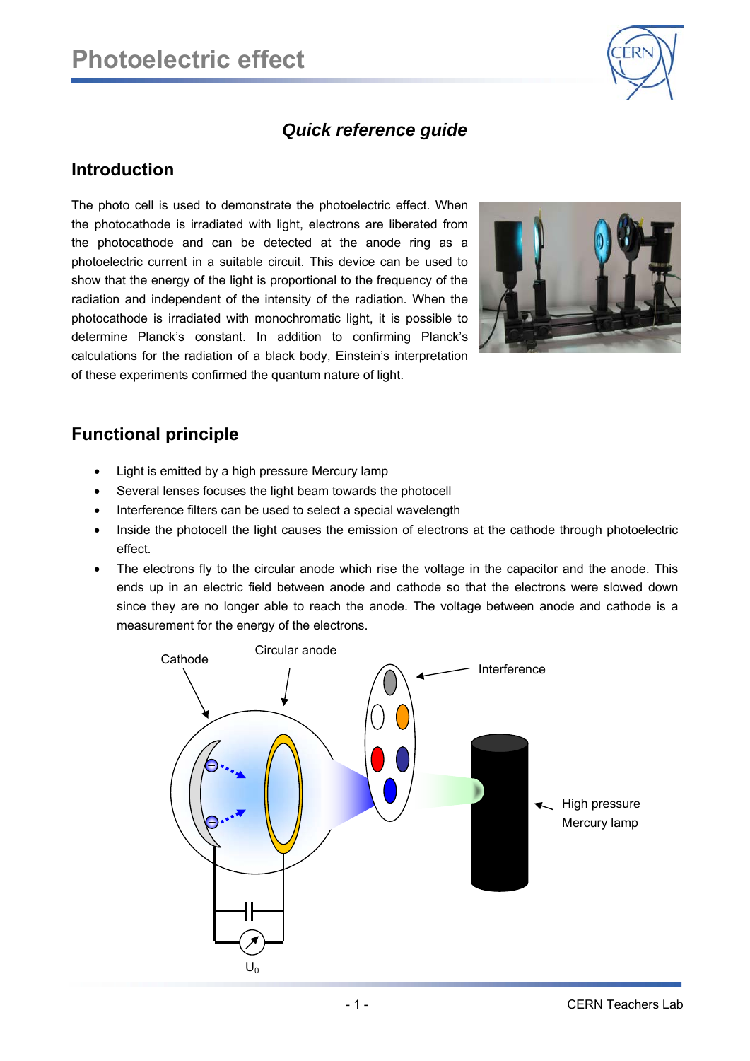# Photoelectric effect

*Quick reference guide*

## Introduction

The photo cell is used to demonstrate the photoelectric effect. When the photocathode is irradiated with light, electrons are liberated from the photocathode and can be detected at the anode ring as a photoelectric current in a suitable circuit. This device can be used to show that the energy of the light is proportional to the frequency of the radiation and independent of the intensity of the radiation. When the photocathode is irradiated with monochromatic light, it is possible to determine Planck's constant. In addition to confirming Planck's calculations for the radiation of a black body, Einstein's interpretation of these experiments confirmed the quantum nature of light.

## Functional principle

- Light is emitted by a high pressure Mercury lamp
- Several lenses focuses the light beam towards the photocell
- Interference filters can be used to select a special wavelength
- Inside the photocell the light causes the emission of electrons at the cathode through photoelectric effect.
- The electrons fly to the circular anode which rise the voltage in the capacitor and the anode. This ends up in an electric field between anode and cathode so that the electrons were slowed down since they are no longer able to reach the anode. The voltage between anode and cathode is a measurement for the energy of the electrons.

Cathode

Circular anode

Interference

High pressure Mercury lamp

$U_0$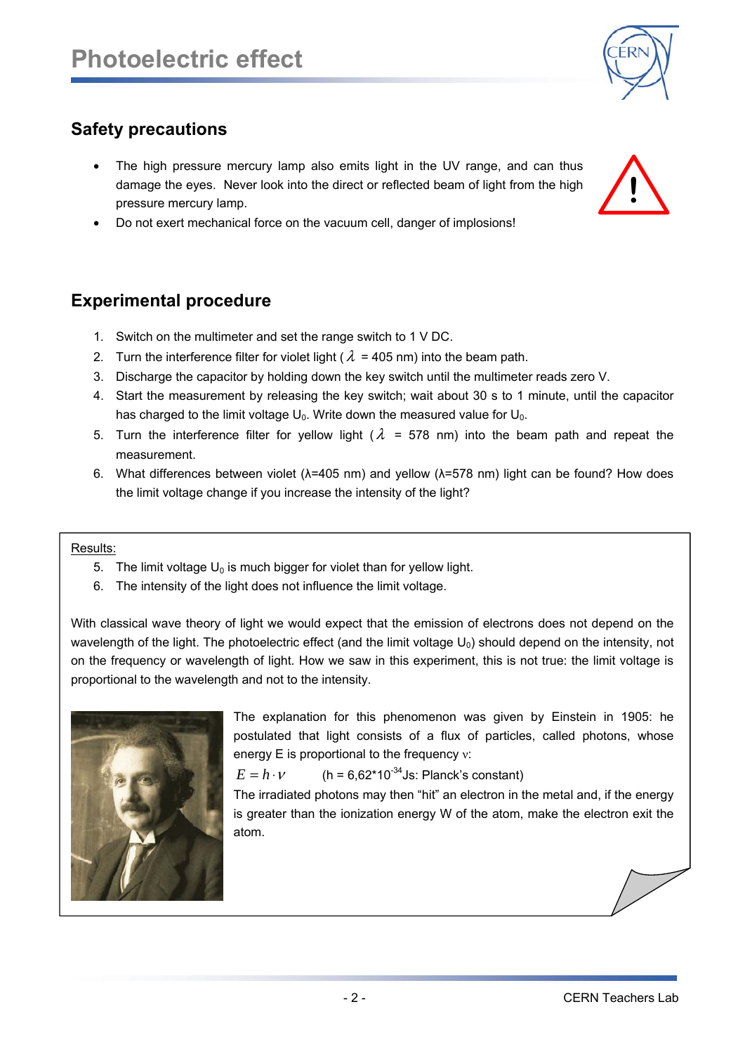## Safety precautions

- The high pressure mercury lamp also emits light in the UV range, and can thus damage the eyes. Never look into the direct or reflected beam of light from the high pressure mercury lamp.
- Do not exert mechanical force on the vacuum cell, danger of implosions!

## Experimental procedure

1. Switch on the multimeter and set the range switch to 1 V DC.
2. Turn the interference filter for violet light ( $\lambda$ = 405 nm) into the beam path.
3. Discharge the capacitor by holding down the key switch until the multimeter reads zero V.
4. Start the measurement by releasing the key switch; wait about 30 s to 1 minute, until the capacitor has charged to the limit voltage $U_0$. Write down the measured value for $U_0$.
5. Turn the interference filter for yellow light ( $\lambda$ = 578 nm) into the beam path and repeat the measurement.
6. What differences between violet (λ=405 nm) and yellow (λ=578 nm) light can be found? How does the limit voltage change if you increase the intensity of the light?

Results:

5. The limit voltage $U_0$ is much bigger for violet than for yellow light.
6. The intensity of the light does not influence the limit voltage.

With classical wave theory of light we would expect that the emission of electrons does not depend on the wavelength of the light. The photoelectric effect (and the limit voltage $U_0$) should depend on the intensity, not on the frequency or wavelength of light. How we saw in this experiment, this is not true: the limit voltage is proportional to the wavelength and not to the intensity.

The explanation for this phenomenon was given by Einstein in 1905: he postulated that light consists of a flux of particles, called photons, whose energy E is proportional to the frequency ν:

$E = h \cdot \nu$ (h = 6,62*$10^{-34}$Js: Planck's constant)

The irradiated photons may then "hit" an electron in the metal and, if the energy is greater than the ionization energy W of the atom, make the electron exit the atom.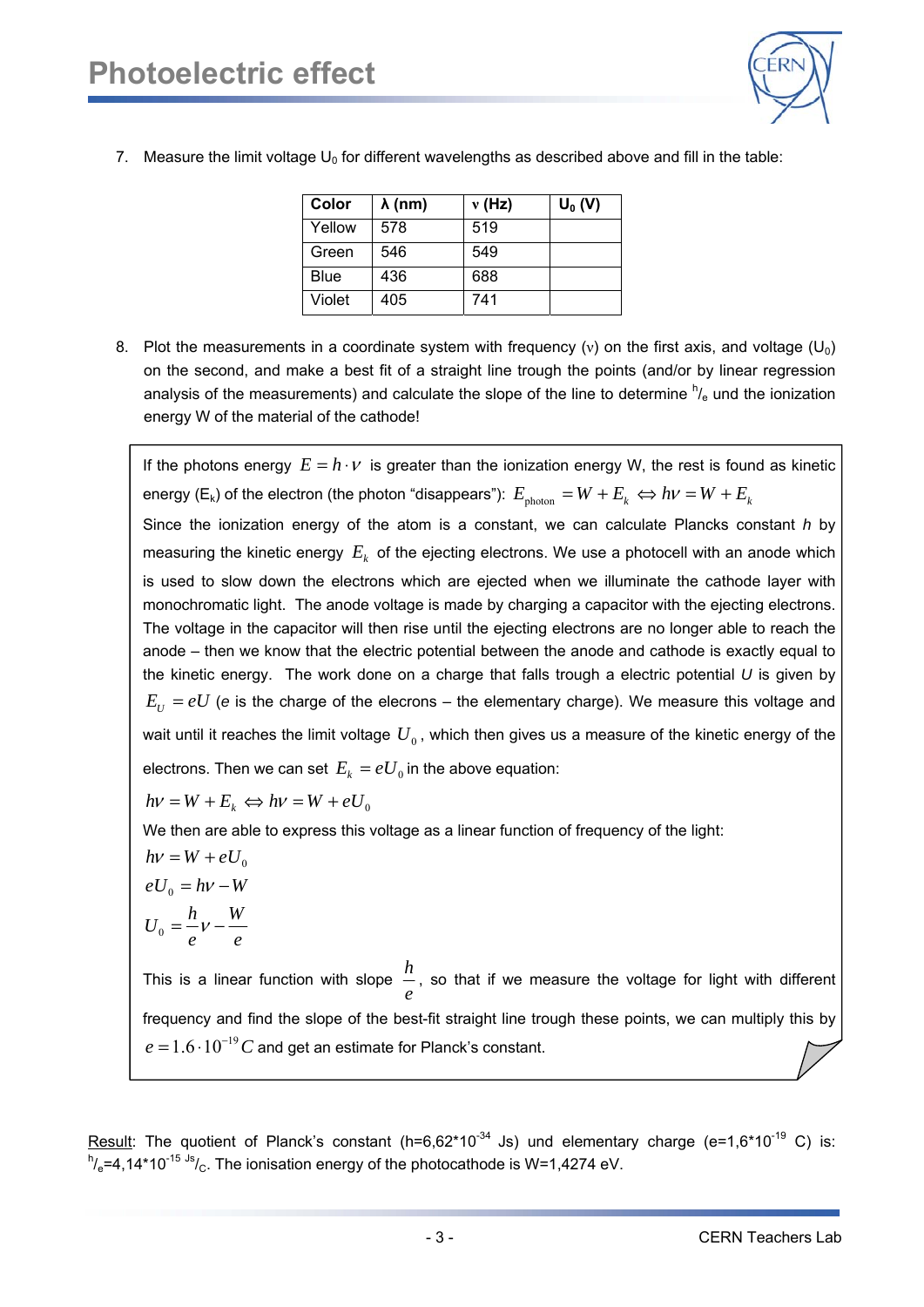7. Measure the limit voltage $U_0$ for different wavelengths as described above and fill in the table:

| Color | λ (nm) | ν (Hz) | $U_0$ (V) |
|---|---|---|---|
| Yellow | 578 | 519 | |
| Green | 546 | 549 | |
| Blue | 436 | 688 | |
| Violet | 405 | 741 | |

8. Plot the measurements in a coordinate system with frequency (ν) on the first axis, and voltage ($U_0$) on the second, and make a best fit of a straight line trough the points (and/or by linear regression analysis of the measurements) and calculate the slope of the line to determine $^h/_e$ und the ionization energy W of the material of the cathode!

If the photons energy $E = h \cdot \nu$ is greater than the ionization energy W, the rest is found as kinetic energy ($E_k$) of the electron (the photon "disappears"): $E_{\text{photon}} = W + E_k \Leftrightarrow h\nu = W + E_k$

Since the ionization energy of the atom is a constant, we can calculate Plancks constant *h* by measuring the kinetic energy $E_k$ of the ejecting electrons. We use a photocell with an anode which is used to slow down the electrons which are ejected when we illuminate the cathode layer with monochromatic light. The anode voltage is made by charging a capacitor with the ejecting electrons. The voltage in the capacitor will then rise until the ejecting electrons are no longer able to reach the anode – then we know that the electric potential between the anode and cathode is exactly equal to the kinetic energy. The work done on a charge that falls trough a electric potential *U* is given by $E_U = eU$ (*e* is the charge of the elecrons – the elementary charge). We measure this voltage and wait until it reaches the limit voltage $U_0$, which then gives us a measure of the kinetic energy of the electrons. Then we can set $E_k = eU_0$ in the above equation:

$$h\nu = W + E_k \Leftrightarrow h\nu = W + eU_0$$

We then are able to express this voltage as a linear function of frequency of the light:

$$h\nu = W + eU_0$$

$$eU_0 = h\nu - W$$

$$U_0 = \frac{h}{e}\nu - \frac{W}{e}$$

This is a linear function with slope $\frac{h}{e}$, so that if we measure the voltage for light with different frequency and find the slope of the best-fit straight line trough these points, we can multiply this by $e = 1.6 \cdot 10^{-19}\,C$ and get an estimate for Planck's constant.

<u>Result</u>: The quotient of Planck's constant (h=6,62*$10^{-34}$ Js) und elementary charge (e=1,6*$10^{-19}$ C) is: $^h/_e$=4,14*$10^{-15}$ $^{Js}/_C$. The ionisation energy of the photocathode is W=1,4274 eV.